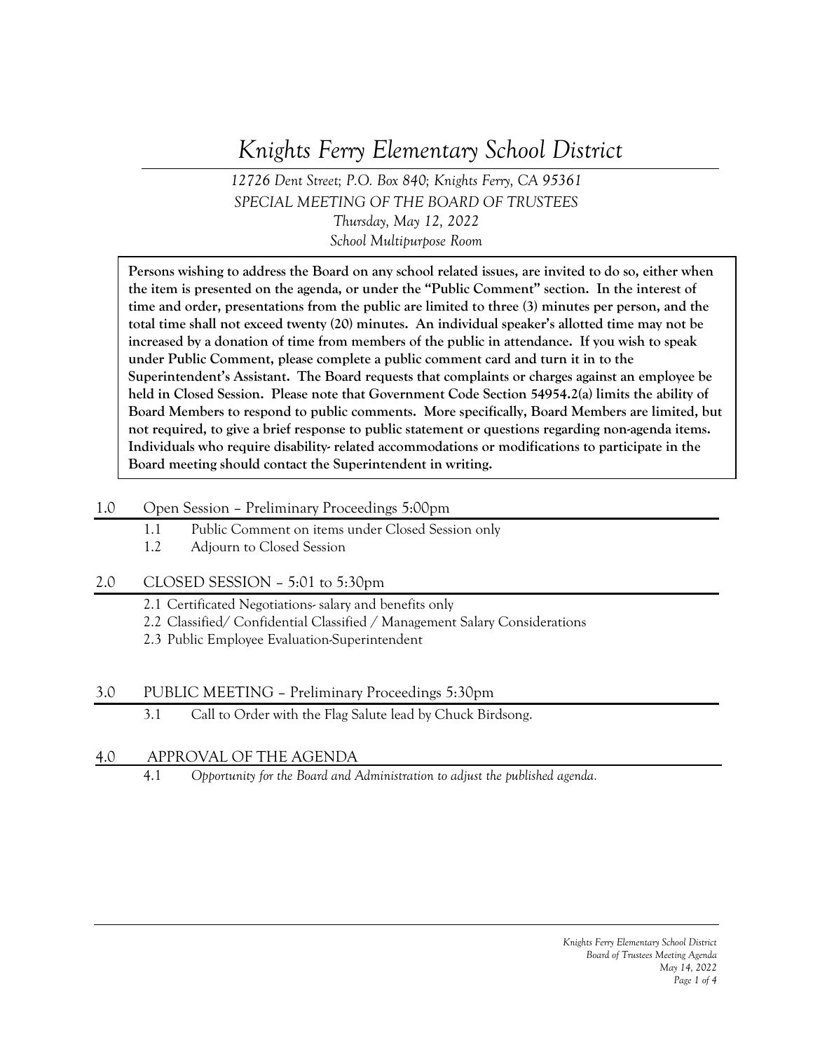# Knights Ferry Elementary School District

*12726 Dent Street; P.O. Box 840; Knights Ferry, CA 95361*
*SPECIAL MEETING OF THE BOARD OF TRUSTEES*
*Thursday, May 12, 2022*
*School Multipurpose Room*

**Persons wishing to address the Board on any school related issues, are invited to do so, either when the item is presented on the agenda, or under the "Public Comment" section. In the interest of time and order, presentations from the public are limited to three (3) minutes per person, and the total time shall not exceed twenty (20) minutes. An individual speaker's allotted time may not be increased by a donation of time from members of the public in attendance. If you wish to speak under Public Comment, please complete a public comment card and turn it in to the Superintendent's Assistant. The Board requests that complaints or charges against an employee be held in Closed Session. Please note that Government Code Section 54954.2(a) limits the ability of Board Members to respond to public comments. More specifically, Board Members are limited, but not required, to give a brief response to public statement or questions regarding non-agenda items. Individuals who require disability- related accommodations or modifications to participate in the Board meeting should contact the Superintendent in writing.**

## 1.0 Open Session – Preliminary Proceedings 5:00pm

- 1.1 Public Comment on items under Closed Session only
- 1.2 Adjourn to Closed Session

## 2.0 CLOSED SESSION – 5:01 to 5:30pm

- 2.1 Certificated Negotiations- salary and benefits only
- 2.2 Classified/ Confidential Classified / Management Salary Considerations
- 2.3 Public Employee Evaluation-Superintendent

## 3.0 PUBLIC MEETING – Preliminary Proceedings 5:30pm

- 3.1 Call to Order with the Flag Salute lead by Chuck Birdsong.

## 4.0 APPROVAL OF THE AGENDA

- 4.1 *Opportunity for the Board and Administration to adjust the published agenda.*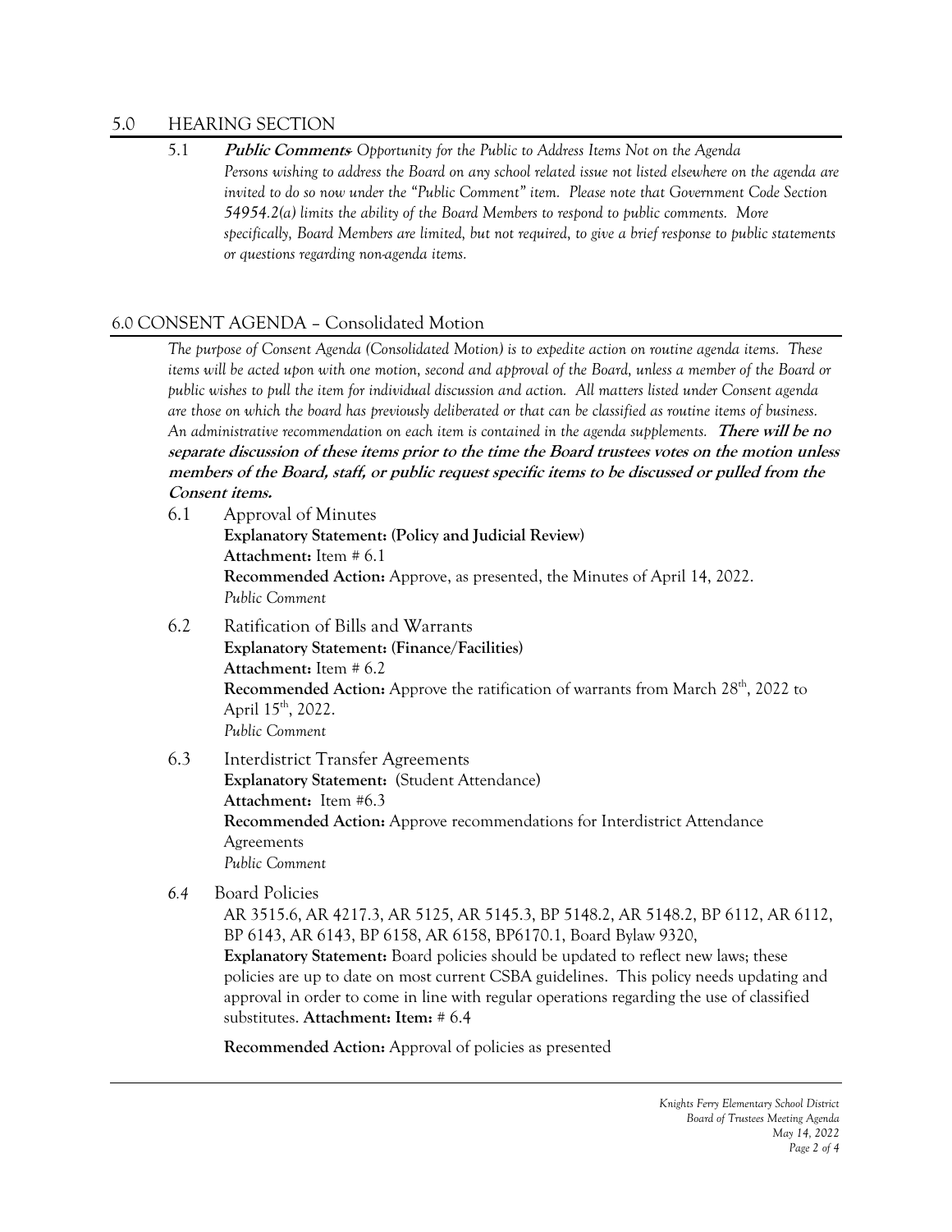## 5.0 HEARING SECTION

5.1 ***Public Comments**- Opportunity for the Public to Address Items Not on the Agenda*
*Persons wishing to address the Board on any school related issue not listed elsewhere on the agenda are invited to do so now under the "Public Comment" item. Please note that Government Code Section 54954.2(a) limits the ability of the Board Members to respond to public comments. More specifically, Board Members are limited, but not required, to give a brief response to public statements or questions regarding non-agenda items.*

## 6.0 CONSENT AGENDA – Consolidated Motion

*The purpose of Consent Agenda (Consolidated Motion) is to expedite action on routine agenda items. These items will be acted upon with one motion, second and approval of the Board, unless a member of the Board or public wishes to pull the item for individual discussion and action. All matters listed under Consent agenda are those on which the board has previously deliberated or that can be classified as routine items of business. An administrative recommendation on each item is contained in the agenda supplements.* ***There will be no separate discussion of these items prior to the time the Board trustees votes on the motion unless members of the Board, staff, or public request specific items to be discussed or pulled from the Consent items.***

6.1 Approval of Minutes
**Explanatory Statement: (Policy and Judicial Review)**
**Attachment:** Item # 6.1
**Recommended Action:** Approve, as presented, the Minutes of April 14, 2022.
*Public Comment*

6.2 Ratification of Bills and Warrants
**Explanatory Statement: (Finance/Facilities)**
**Attachment:** Item # 6.2
**Recommended Action:** Approve the ratification of warrants from March 28th, 2022 to April 15th, 2022.
*Public Comment*

6.3 Interdistrict Transfer Agreements
**Explanatory Statement:** (Student Attendance)
**Attachment:** Item #6.3
**Recommended Action:** Approve recommendations for Interdistrict Attendance Agreements
*Public Comment*

*6.4* Board Policies
AR 3515.6, AR 4217.3, AR 5125, AR 5145.3, BP 5148.2, AR 5148.2, BP 6112, AR 6112, BP 6143, AR 6143, BP 6158, AR 6158, BP6170.1, Board Bylaw 9320,
**Explanatory Statement:** Board policies should be updated to reflect new laws; these policies are up to date on most current CSBA guidelines. This policy needs updating and approval in order to come in line with regular operations regarding the use of classified substitutes. **Attachment: Item:** # 6.4

**Recommended Action:** Approval of policies as presented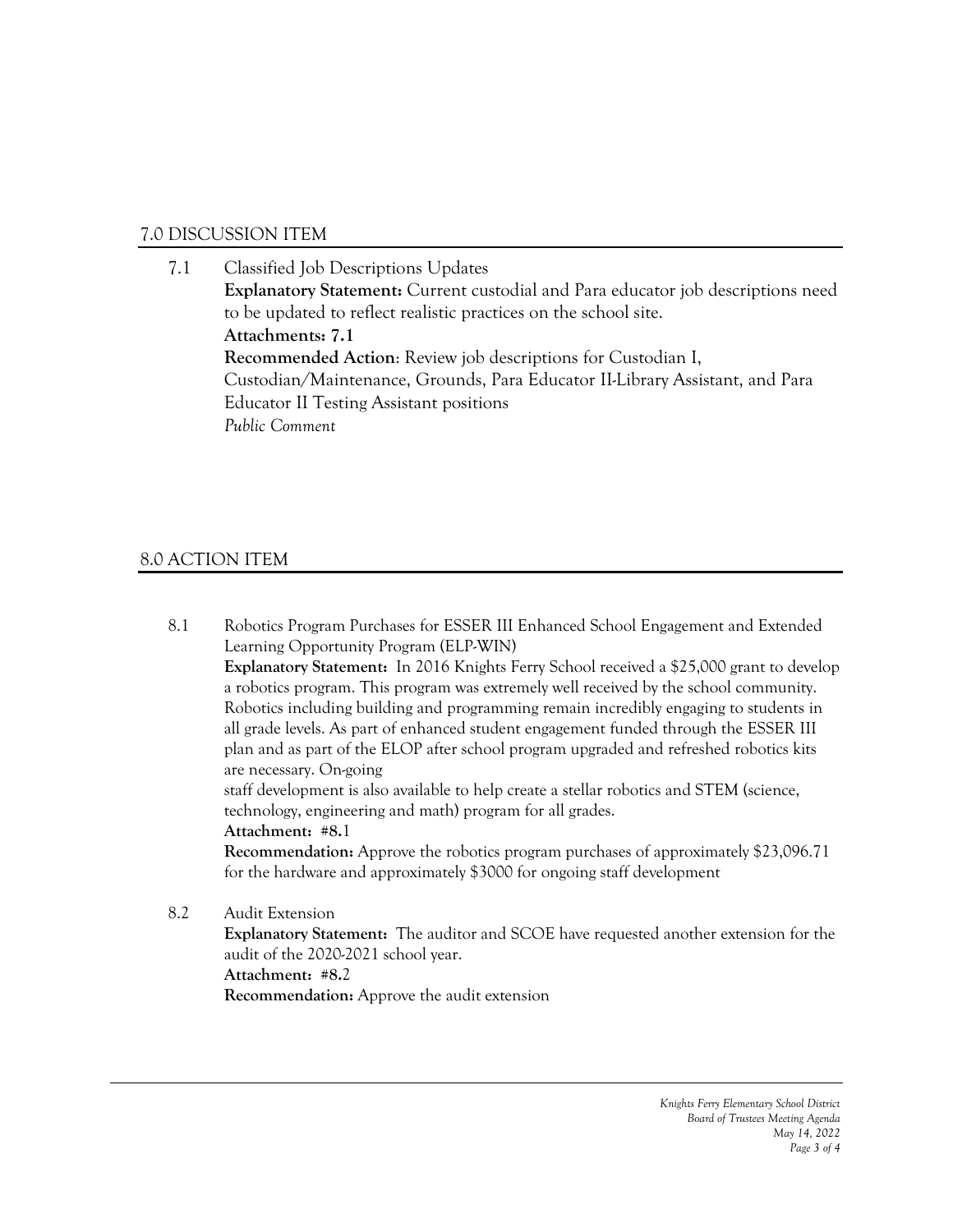## 7.0 DISCUSSION ITEM

7.1 Classified Job Descriptions Updates
**Explanatory Statement:** Current custodial and Para educator job descriptions need to be updated to reflect realistic practices on the school site.
**Attachments: 7.1**
**Recommended Action**: Review job descriptions for Custodian I, Custodian/Maintenance, Grounds, Para Educator II-Library Assistant, and Para Educator II Testing Assistant positions
*Public Comment*

## 8.0 ACTION ITEM

8.1 Robotics Program Purchases for ESSER III Enhanced School Engagement and Extended Learning Opportunity Program (ELP-WIN)
**Explanatory Statement:** In 2016 Knights Ferry School received a $25,000 grant to develop a robotics program. This program was extremely well received by the school community. Robotics including building and programming remain incredibly engaging to students in all grade levels. As part of enhanced student engagement funded through the ESSER III plan and as part of the ELOP after school program upgraded and refreshed robotics kits are necessary. On-going staff development is also available to help create a stellar robotics and STEM (science, technology, engineering and math) program for all grades.
**Attachment: #8.**1
**Recommendation:** Approve the robotics program purchases of approximately $23,096.71 for the hardware and approximately $3000 for ongoing staff development

8.2 Audit Extension
**Explanatory Statement:** The auditor and SCOE have requested another extension for the audit of the 2020-2021 school year.
**Attachment: #8.**2
**Recommendation:** Approve the audit extension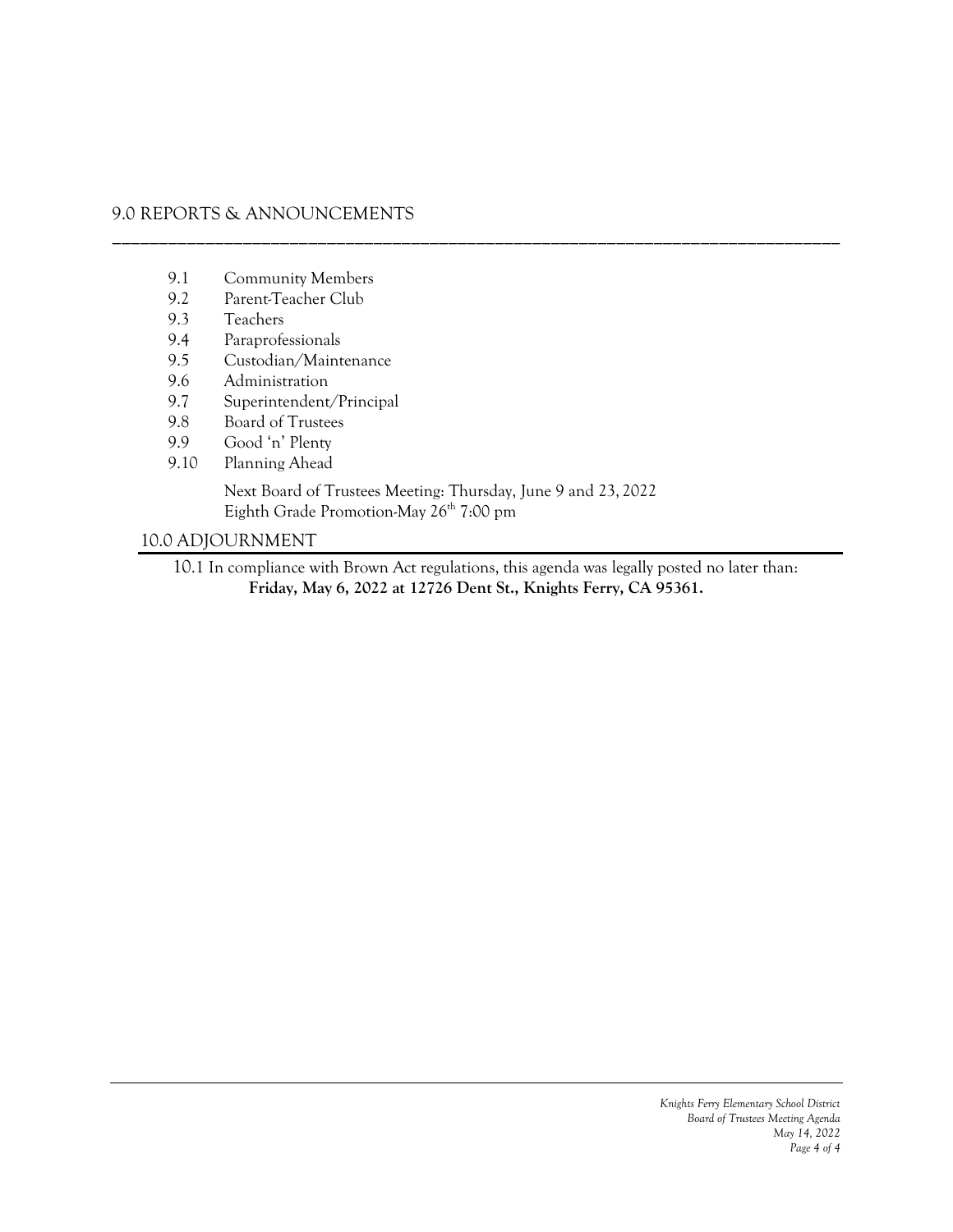## 9.0 REPORTS & ANNOUNCEMENTS

- 9.1 Community Members
- 9.2 Parent-Teacher Club
- 9.3 Teachers
- 9.4 Paraprofessionals
- 9.5 Custodian/Maintenance
- 9.6 Administration
- 9.7 Superintendent/Principal
- 9.8 Board of Trustees
- 9.9 Good 'n' Plenty
- 9.10 Planning Ahead

  Next Board of Trustees Meeting: Thursday, June 9 and 23, 2022
  Eighth Grade Promotion-May 26th 7:00 pm

## 10.0 ADJOURNMENT

10.1 In compliance with Brown Act regulations, this agenda was legally posted no later than:
**Friday, May 6, 2022 at 12726 Dent St., Knights Ferry, CA 95361.**